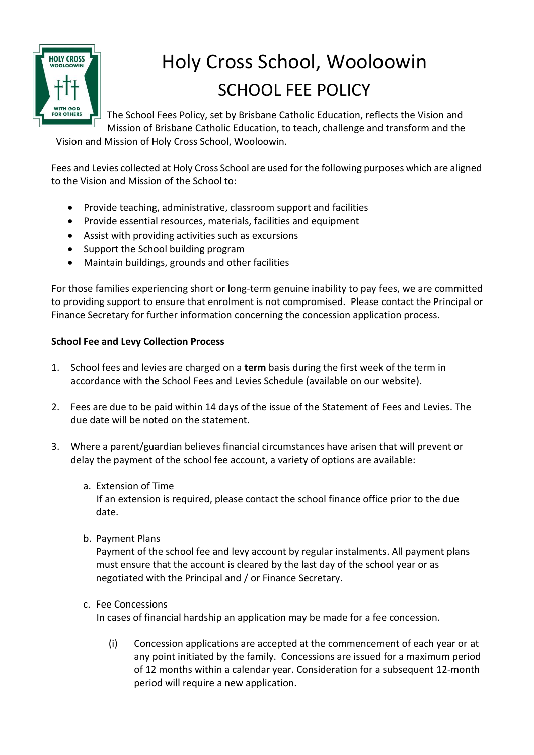# Holy Cross School, Wooloowin

## SCHOOL FEE POLICY

The School Fees Policy, set by Brisbane Catholic Education, reflects the Vision and Mission of Brisbane Catholic Education, to teach, challenge and transform and the Vision and Mission of Holy Cross School, Wooloowin.

Fees and Levies collected at Holy Cross School are used for the following purposes which are aligned to the Vision and Mission of the School to:

- Provide teaching, administrative, classroom support and facilities
- Provide essential resources, materials, facilities and equipment
- Assist with providing activities such as excursions
- Support the School building program
- Maintain buildings, grounds and other facilities

For those families experiencing short or long-term genuine inability to pay fees, we are committed to providing support to ensure that enrolment is not compromised. Please contact the Principal or Finance Secretary for further information concerning the concession application process.

**School Fee and Levy Collection Process**

1. School fees and levies are charged on a **term** basis during the first week of the term in accordance with the School Fees and Levies Schedule (available on our website).

2. Fees are due to be paid within 14 days of the issue of the Statement of Fees and Levies. The due date will be noted on the statement.

3. Where a parent/guardian believes financial circumstances have arisen that will prevent or delay the payment of the school fee account, a variety of options are available:

   a. Extension of Time
      If an extension is required, please contact the school finance office prior to the due date.

   b. Payment Plans
      Payment of the school fee and levy account by regular instalments. All payment plans must ensure that the account is cleared by the last day of the school year or as negotiated with the Principal and / or Finance Secretary.

   c. Fee Concessions
      In cases of financial hardship an application may be made for a fee concession.

      (i) Concession applications are accepted at the commencement of each year or at any point initiated by the family. Concessions are issued for a maximum period of 12 months within a calendar year. Consideration for a subsequent 12-month period will require a new application.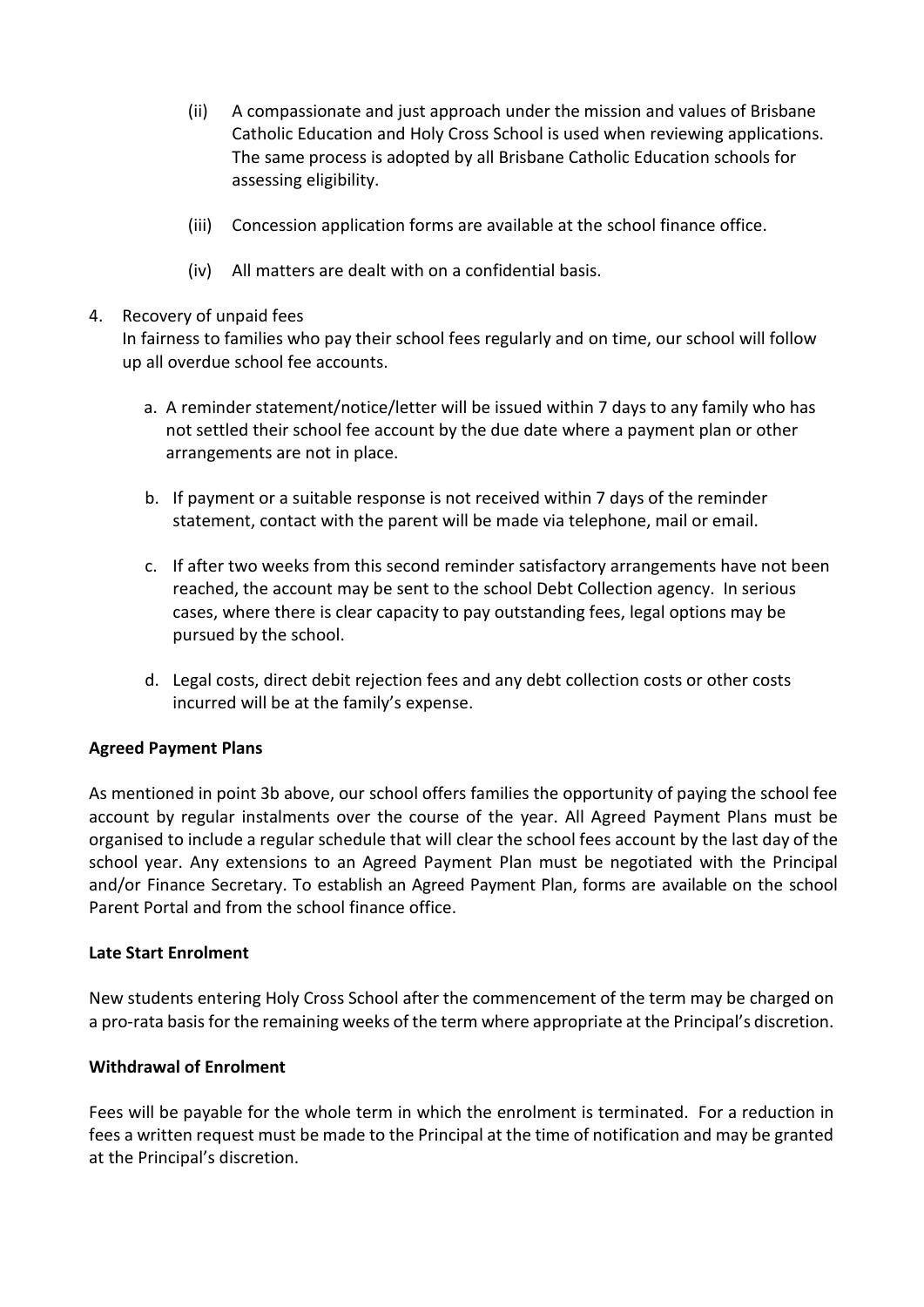(ii) A compassionate and just approach under the mission and values of Brisbane Catholic Education and Holy Cross School is used when reviewing applications. The same process is adopted by all Brisbane Catholic Education schools for assessing eligibility.

(iii) Concession application forms are available at the school finance office.

(iv) All matters are dealt with on a confidential basis.

4. Recovery of unpaid fees
   In fairness to families who pay their school fees regularly and on time, our school will follow up all overdue school fee accounts.

   a. A reminder statement/notice/letter will be issued within 7 days to any family who has not settled their school fee account by the due date where a payment plan or other arrangements are not in place.

   b. If payment or a suitable response is not received within 7 days of the reminder statement, contact with the parent will be made via telephone, mail or email.

   c. If after two weeks from this second reminder satisfactory arrangements have not been reached, the account may be sent to the school Debt Collection agency. In serious cases, where there is clear capacity to pay outstanding fees, legal options may be pursued by the school.

   d. Legal costs, direct debit rejection fees and any debt collection costs or other costs incurred will be at the family's expense.

**Agreed Payment Plans**

As mentioned in point 3b above, our school offers families the opportunity of paying the school fee account by regular instalments over the course of the year. All Agreed Payment Plans must be organised to include a regular schedule that will clear the school fees account by the last day of the school year. Any extensions to an Agreed Payment Plan must be negotiated with the Principal and/or Finance Secretary. To establish an Agreed Payment Plan, forms are available on the school Parent Portal and from the school finance office.

**Late Start Enrolment**

New students entering Holy Cross School after the commencement of the term may be charged on a pro-rata basis for the remaining weeks of the term where appropriate at the Principal's discretion.

**Withdrawal of Enrolment**

Fees will be payable for the whole term in which the enrolment is terminated. For a reduction in fees a written request must be made to the Principal at the time of notification and may be granted at the Principal's discretion.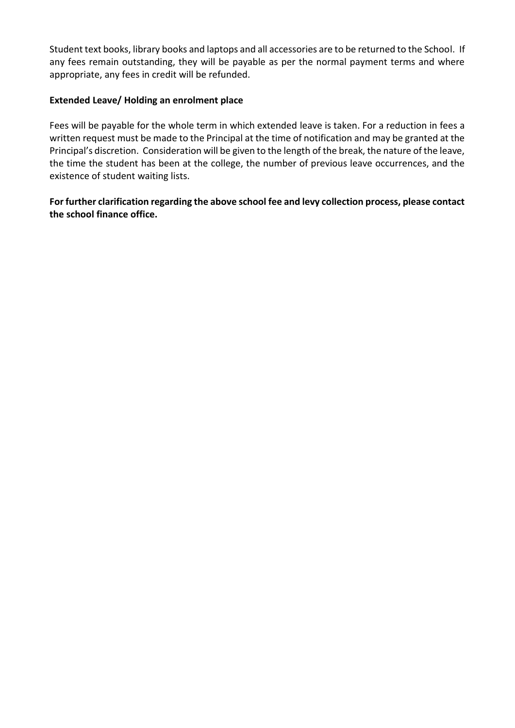Student text books, library books and laptops and all accessories are to be returned to the School. If any fees remain outstanding, they will be payable as per the normal payment terms and where appropriate, any fees in credit will be refunded.

**Extended Leave/ Holding an enrolment place**

Fees will be payable for the whole term in which extended leave is taken. For a reduction in fees a written request must be made to the Principal at the time of notification and may be granted at the Principal's discretion. Consideration will be given to the length of the break, the nature of the leave, the time the student has been at the college, the number of previous leave occurrences, and the existence of student waiting lists.

**For further clarification regarding the above school fee and levy collection process, please contact the school finance office.**